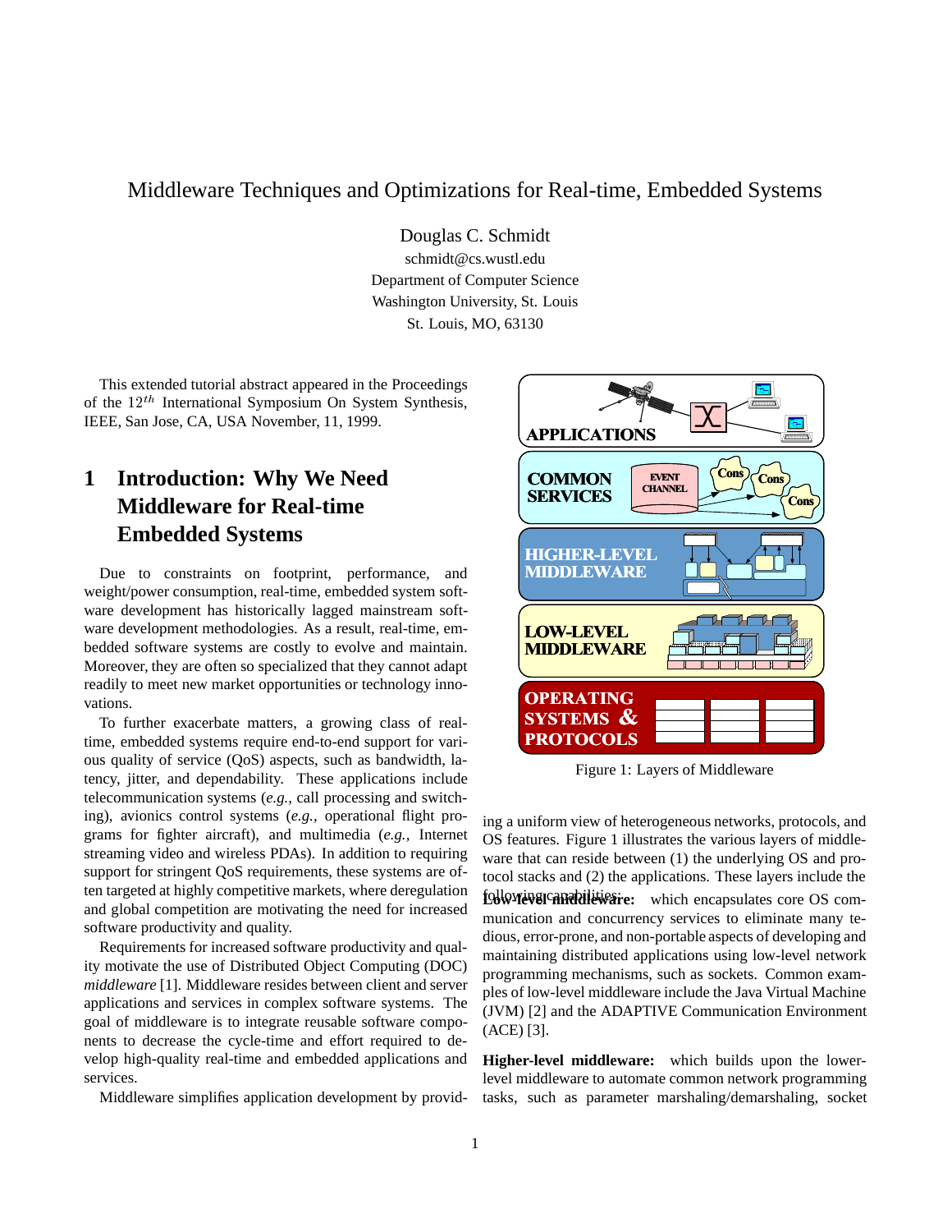# Middleware Techniques and Optimizations for Real-time, Embedded Systems

Douglas C. Schmidt
schmidt@cs.wustl.edu
Department of Computer Science
Washington University, St. Louis
St. Louis, MO, 63130

This extended tutorial abstract appeared in the Proceedings of the $12^{th}$ International Symposium On System Synthesis, IEEE, San Jose, CA, USA November, 11, 1999.

## 1 Introduction: Why We Need Middleware for Real-time Embedded Systems

Due to constraints on footprint, performance, and weight/power consumption, real-time, embedded system software development has historically lagged mainstream software development methodologies. As a result, real-time, embedded software systems are costly to evolve and maintain. Moreover, they are often so specialized that they cannot adapt readily to meet new market opportunities or technology innovations.

To further exacerbate matters, a growing class of real-time, embedded systems require end-to-end support for various quality of service (QoS) aspects, such as bandwidth, latency, jitter, and dependability. These applications include telecommunication systems (*e.g.,* call processing and switching), avionics control systems (*e.g.,* operational flight programs for fighter aircraft), and multimedia (*e.g.,* Internet streaming video and wireless PDAs). In addition to requiring support for stringent QoS requirements, these systems are often targeted at highly competitive markets, where deregulation and global competition are motivating the need for increased software productivity and quality.

Requirements for increased software productivity and quality motivate the use of Distributed Object Computing (DOC) *middleware* [1]. Middleware resides between client and server applications and services in complex software systems. The goal of middleware is to integrate reusable software components to decrease the cycle-time and effort required to develop high-quality real-time and embedded applications and services.

Middleware simplifies application development by providing a uniform view of heterogeneous networks, protocols, and OS features. Figure 1 illustrates the various layers of middleware that can reside between (1) the underlying OS and protocol stacks and (2) the applications. These layers include the following capabilities:

Figure 1: Layers of Middleware

**Low-level middleware:** which encapsulates core OS communication and concurrency services to eliminate many tedious, error-prone, and non-portable aspects of developing and maintaining distributed applications using low-level network programming mechanisms, such as sockets. Common examples of low-level middleware include the Java Virtual Machine (JVM) [2] and the ADAPTIVE Communication Environment (ACE) [3].

**Higher-level middleware:** which builds upon the lower-level middleware to automate common network programming tasks, such as parameter marshaling/demarshaling, socket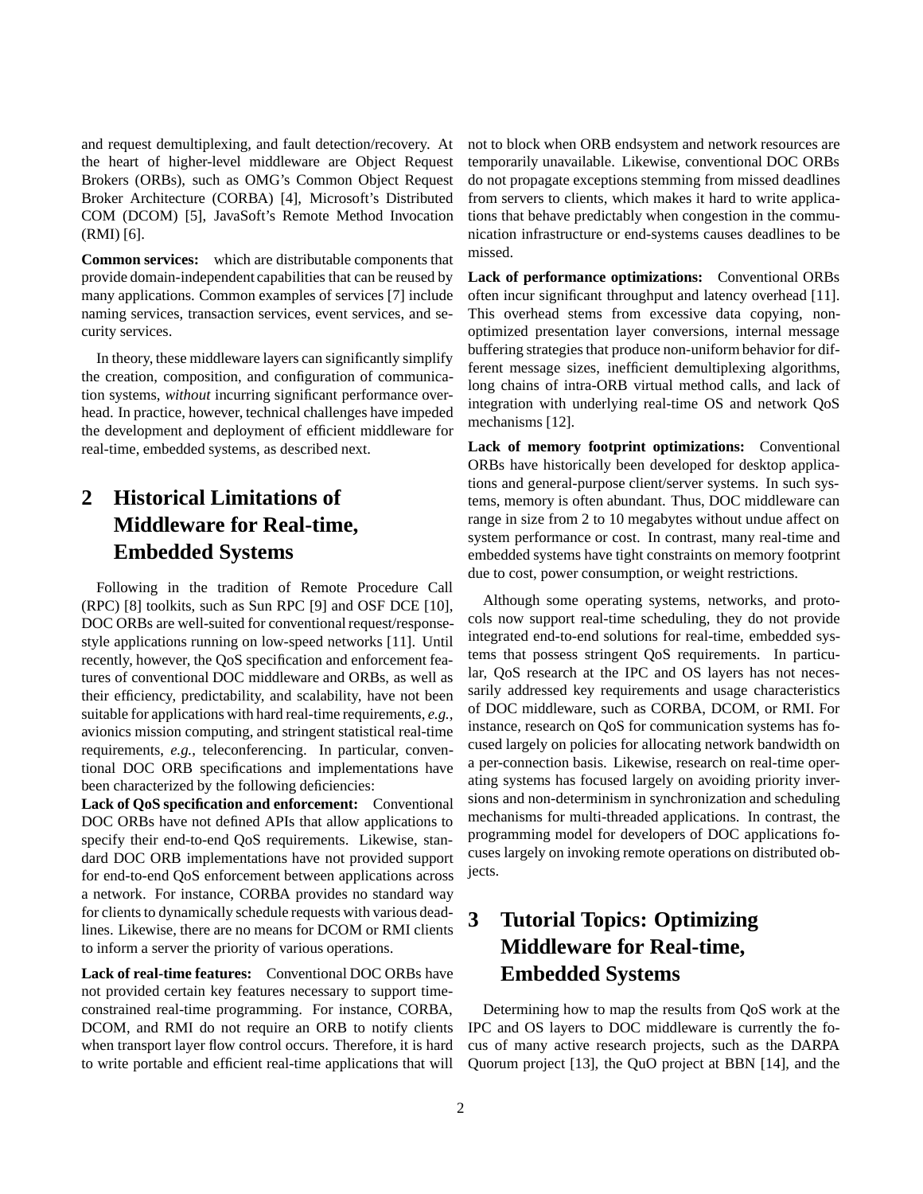and request demultiplexing, and fault detection/recovery. At the heart of higher-level middleware are Object Request Brokers (ORBs), such as OMG's Common Object Request Broker Architecture (CORBA) [4], Microsoft's Distributed COM (DCOM) [5], JavaSoft's Remote Method Invocation (RMI) [6].

**Common services:** which are distributable components that provide domain-independent capabilities that can be reused by many applications. Common examples of services [7] include naming services, transaction services, event services, and security services.

In theory, these middleware layers can significantly simplify the creation, composition, and configuration of communication systems, *without* incurring significant performance overhead. In practice, however, technical challenges have impeded the development and deployment of efficient middleware for real-time, embedded systems, as described next.

# 2 Historical Limitations of Middleware for Real-time, Embedded Systems

Following in the tradition of Remote Procedure Call (RPC) [8] toolkits, such as Sun RPC [9] and OSF DCE [10], DOC ORBs are well-suited for conventional request/response-style applications running on low-speed networks [11]. Until recently, however, the QoS specification and enforcement features of conventional DOC middleware and ORBs, as well as their efficiency, predictability, and scalability, have not been suitable for applications with hard real-time requirements, *e.g.*, avionics mission computing, and stringent statistical real-time requirements, *e.g.*, teleconferencing. In particular, conventional DOC ORB specifications and implementations have been characterized by the following deficiencies:

**Lack of QoS specification and enforcement:** Conventional DOC ORBs have not defined APIs that allow applications to specify their end-to-end QoS requirements. Likewise, standard DOC ORB implementations have not provided support for end-to-end QoS enforcement between applications across a network. For instance, CORBA provides no standard way for clients to dynamically schedule requests with various deadlines. Likewise, there are no means for DCOM or RMI clients to inform a server the priority of various operations.

**Lack of real-time features:** Conventional DOC ORBs have not provided certain key features necessary to support time-constrained real-time programming. For instance, CORBA, DCOM, and RMI do not require an ORB to notify clients when transport layer flow control occurs. Therefore, it is hard to write portable and efficient real-time applications that will not to block when ORB endsystem and network resources are temporarily unavailable. Likewise, conventional DOC ORBs do not propagate exceptions stemming from missed deadlines from servers to clients, which makes it hard to write applications that behave predictably when congestion in the communication infrastructure or end-systems causes deadlines to be missed.

**Lack of performance optimizations:** Conventional ORBs often incur significant throughput and latency overhead [11]. This overhead stems from excessive data copying, non-optimized presentation layer conversions, internal message buffering strategies that produce non-uniform behavior for different message sizes, inefficient demultiplexing algorithms, long chains of intra-ORB virtual method calls, and lack of integration with underlying real-time OS and network QoS mechanisms [12].

**Lack of memory footprint optimizations:** Conventional ORBs have historically been developed for desktop applications and general-purpose client/server systems. In such systems, memory is often abundant. Thus, DOC middleware can range in size from 2 to 10 megabytes without undue affect on system performance or cost. In contrast, many real-time and embedded systems have tight constraints on memory footprint due to cost, power consumption, or weight restrictions.

Although some operating systems, networks, and protocols now support real-time scheduling, they do not provide integrated end-to-end solutions for real-time, embedded systems that possess stringent QoS requirements. In particular, QoS research at the IPC and OS layers has not necessarily addressed key requirements and usage characteristics of DOC middleware, such as CORBA, DCOM, or RMI. For instance, research on QoS for communication systems has focused largely on policies for allocating network bandwidth on a per-connection basis. Likewise, research on real-time operating systems has focused largely on avoiding priority inversions and non-determinism in synchronization and scheduling mechanisms for multi-threaded applications. In contrast, the programming model for developers of DOC applications focuses largely on invoking remote operations on distributed objects.

# 3 Tutorial Topics: Optimizing Middleware for Real-time, Embedded Systems

Determining how to map the results from QoS work at the IPC and OS layers to DOC middleware is currently the focus of many active research projects, such as the DARPA Quorum project [13], the QuO project at BBN [14], and the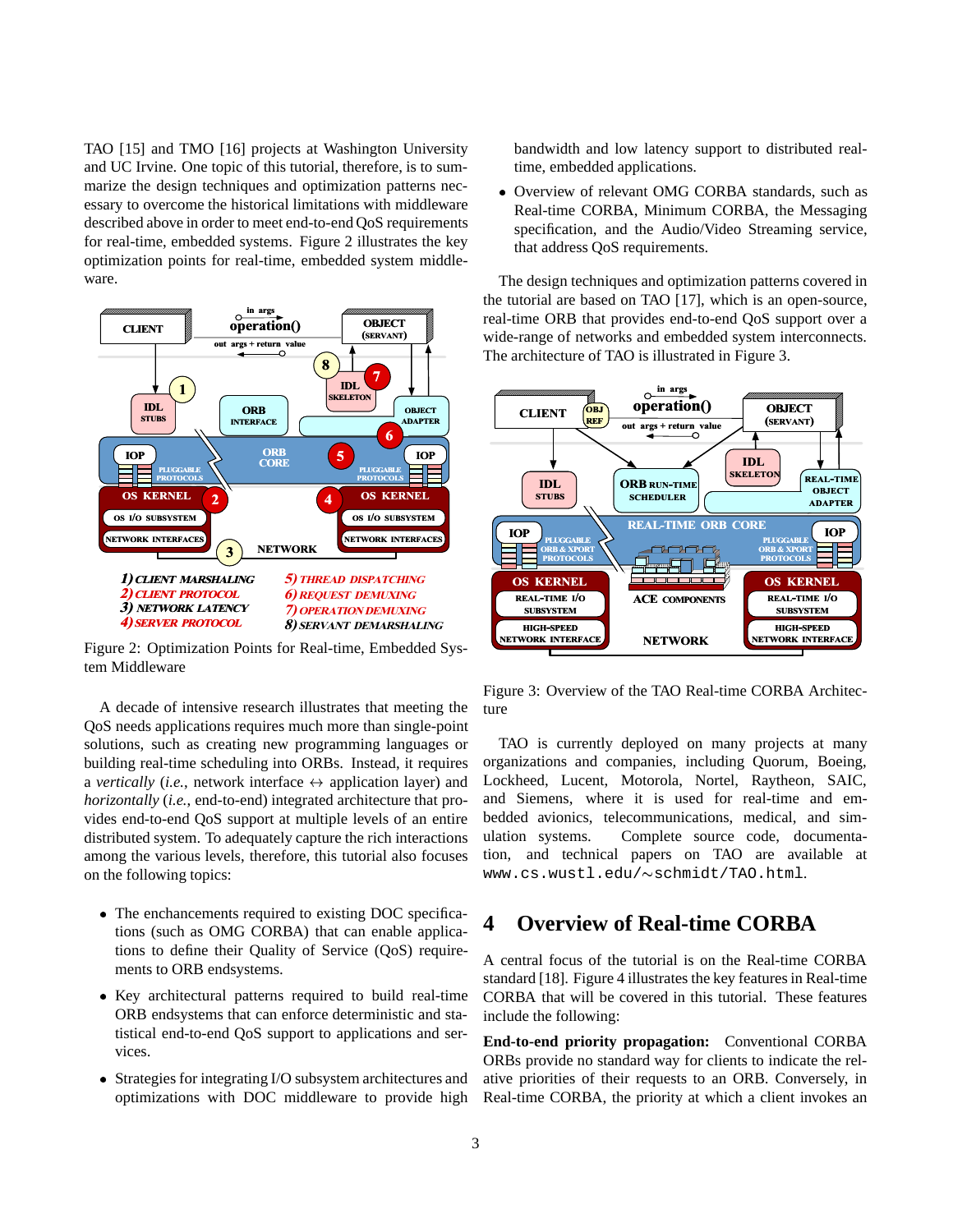TAO [15] and TMO [16] projects at Washington University and UC Irvine. One topic of this tutorial, therefore, is to summarize the design techniques and optimization patterns necessary to overcome the historical limitations with middleware described above in order to meet end-to-end QoS requirements for real-time, embedded systems. Figure 2 illustrates the key optimization points for real-time, embedded system middleware.

Figure 2: Optimization Points for Real-time, Embedded System Middleware

A decade of intensive research illustrates that meeting the QoS needs applications requires much more than single-point solutions, such as creating new programming languages or building real-time scheduling into ORBs. Instead, it requires a *vertically* (*i.e.*, network interface ↔ application layer) and *horizontally* (*i.e.*, end-to-end) integrated architecture that provides end-to-end QoS support at multiple levels of an entire distributed system. To adequately capture the rich interactions among the various levels, therefore, this tutorial also focuses on the following topics:

- The enchancements required to existing DOC specifications (such as OMG CORBA) that can enable applications to define their Quality of Service (QoS) requirements to ORB endsystems.
- Key architectural patterns required to build real-time ORB endsystems that can enforce deterministic and statistical end-to-end QoS support to applications and services.
- Strategies for integrating I/O subsystem architectures and optimizations with DOC middleware to provide high bandwidth and low latency support to distributed real-time, embedded applications.
- Overview of relevant OMG CORBA standards, such as Real-time CORBA, Minimum CORBA, the Messaging specification, and the Audio/Video Streaming service, that address QoS requirements.

The design techniques and optimization patterns covered in the tutorial are based on TAO [17], which is an open-source, real-time ORB that provides end-to-end QoS support over a wide-range of networks and embedded system interconnects. The architecture of TAO is illustrated in Figure 3.

Figure 3: Overview of the TAO Real-time CORBA Architecture

TAO is currently deployed on many projects at many organizations and companies, including Quorum, Boeing, Lockheed, Lucent, Motorola, Nortel, Raytheon, SAIC, and Siemens, where it is used for real-time and embedded avionics, telecommunications, medical, and simulation systems. Complete source code, documentation, and technical papers on TAO are available at `www.cs.wustl.edu/~schmidt/TAO.html`.

## 4 Overview of Real-time CORBA

A central focus of the tutorial is on the Real-time CORBA standard [18]. Figure 4 illustrates the key features in Real-time CORBA that will be covered in this tutorial. These features include the following:

**End-to-end priority propagation:** Conventional CORBA ORBs provide no standard way for clients to indicate the relative priorities of their requests to an ORB. Conversely, in Real-time CORBA, the priority at which a client invokes an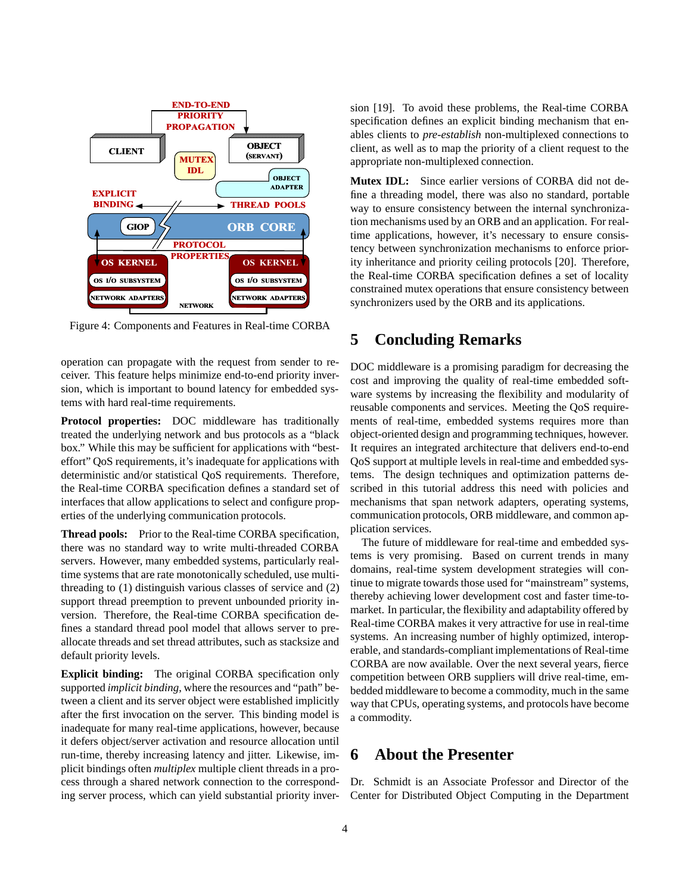Figure 4: Components and Features in Real-time CORBA

operation can propagate with the request from sender to receiver. This feature helps minimize end-to-end priority inversion, which is important to bound latency for embedded systems with hard real-time requirements.

**Protocol properties:** DOC middleware has traditionally treated the underlying network and bus protocols as a "black box." While this may be sufficient for applications with "best-effort" QoS requirements, it's inadequate for applications with deterministic and/or statistical QoS requirements. Therefore, the Real-time CORBA specification defines a standard set of interfaces that allow applications to select and configure properties of the underlying communication protocols.

**Thread pools:** Prior to the Real-time CORBA specification, there was no standard way to write multi-threaded CORBA servers. However, many embedded systems, particularly real-time systems that are rate monotonically scheduled, use multi-threading to (1) distinguish various classes of service and (2) support thread preemption to prevent unbounded priority inversion. Therefore, the Real-time CORBA specification defines a standard thread pool model that allows server to pre-allocate threads and set thread attributes, such as stacksize and default priority levels.

**Explicit binding:** The original CORBA specification only supported *implicit binding*, where the resources and "path" between a client and its server object were established implicitly after the first invocation on the server. This binding model is inadequate for many real-time applications, however, because it defers object/server activation and resource allocation until run-time, thereby increasing latency and jitter. Likewise, implicit bindings often *multiplex* multiple client threads in a process through a shared network connection to the corresponding server process, which can yield substantial priority inversion [19]. To avoid these problems, the Real-time CORBA specification defines an explicit binding mechanism that enables clients to *pre-establish* non-multiplexed connections to client, as well as to map the priority of a client request to the appropriate non-multiplexed connection.

**Mutex IDL:** Since earlier versions of CORBA did not define a threading model, there was also no standard, portable way to ensure consistency between the internal synchronization mechanisms used by an ORB and an application. For real-time applications, however, it's necessary to ensure consistency between synchronization mechanisms to enforce priority inheritance and priority ceiling protocols [20]. Therefore, the Real-time CORBA specification defines a set of locality constrained mutex operations that ensure consistency between synchronizers used by the ORB and its applications.

## 5 Concluding Remarks

DOC middleware is a promising paradigm for decreasing the cost and improving the quality of real-time embedded software systems by increasing the flexibility and modularity of reusable components and services. Meeting the QoS requirements of real-time, embedded systems requires more than object-oriented design and programming techniques, however. It requires an integrated architecture that delivers end-to-end QoS support at multiple levels in real-time and embedded systems. The design techniques and optimization patterns described in this tutorial address this need with policies and mechanisms that span network adapters, operating systems, communication protocols, ORB middleware, and common application services.

The future of middleware for real-time and embedded systems is very promising. Based on current trends in many domains, real-time system development strategies will continue to migrate towards those used for "mainstream" systems, thereby achieving lower development cost and faster time-to-market. In particular, the flexibility and adaptability offered by Real-time CORBA makes it very attractive for use in real-time systems. An increasing number of highly optimized, interoperable, and standards-compliant implementations of Real-time CORBA are now available. Over the next several years, fierce competition between ORB suppliers will drive real-time, embedded middleware to become a commodity, much in the same way that CPUs, operating systems, and protocols have become a commodity.

## 6 About the Presenter

Dr. Schmidt is an Associate Professor and Director of the Center for Distributed Object Computing in the Department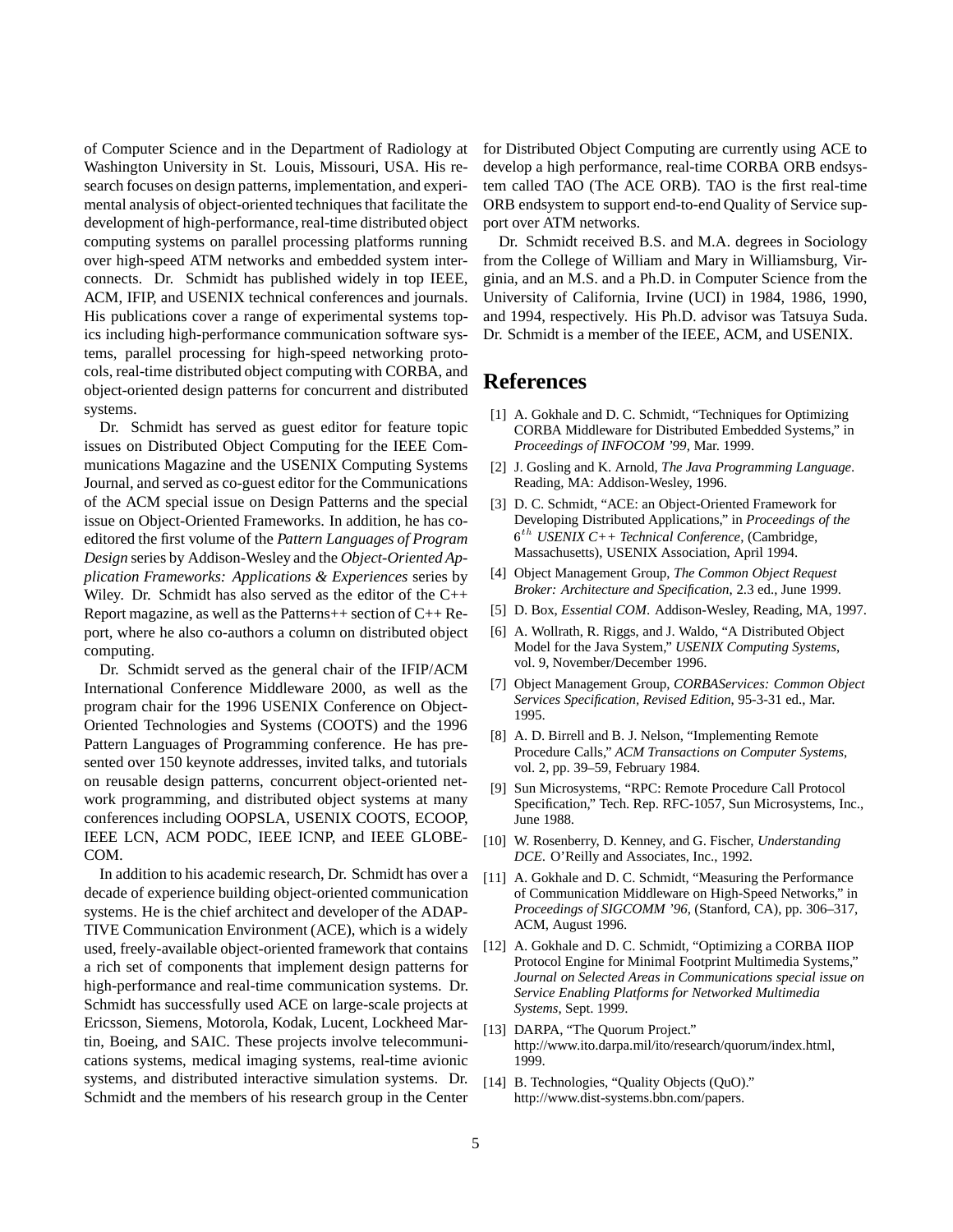of Computer Science and in the Department of Radiology at Washington University in St. Louis, Missouri, USA. His research focuses on design patterns, implementation, and experimental analysis of object-oriented techniques that facilitate the development of high-performance, real-time distributed object computing systems on parallel processing platforms running over high-speed ATM networks and embedded system interconnects. Dr. Schmidt has published widely in top IEEE, ACM, IFIP, and USENIX technical conferences and journals. His publications cover a range of experimental systems topics including high-performance communication software systems, parallel processing for high-speed networking protocols, real-time distributed object computing with CORBA, and object-oriented design patterns for concurrent and distributed systems.

Dr. Schmidt has served as guest editor for feature topic issues on Distributed Object Computing for the IEEE Communications Magazine and the USENIX Computing Systems Journal, and served as co-guest editor for the Communications of the ACM special issue on Design Patterns and the special issue on Object-Oriented Frameworks. In addition, he has coeditored the first volume of the *Pattern Languages of Program Design* series by Addison-Wesley and the *Object-Oriented Application Frameworks: Applications & Experiences* series by Wiley. Dr. Schmidt has also served as the editor of the C++ Report magazine, as well as the Patterns++ section of C++ Report, where he also co-authors a column on distributed object computing.

Dr. Schmidt served as the general chair of the IFIP/ACM International Conference Middleware 2000, as well as the program chair for the 1996 USENIX Conference on Object-Oriented Technologies and Systems (COOTS) and the 1996 Pattern Languages of Programming conference. He has presented over 150 keynote addresses, invited talks, and tutorials on reusable design patterns, concurrent object-oriented network programming, and distributed object systems at many conferences including OOPSLA, USENIX COOTS, ECOOP, IEEE LCN, ACM PODC, IEEE ICNP, and IEEE GLOBECOM.

In addition to his academic research, Dr. Schmidt has over a decade of experience building object-oriented communication systems. He is the chief architect and developer of the ADAPTIVE Communication Environment (ACE), which is a widely used, freely-available object-oriented framework that contains a rich set of components that implement design patterns for high-performance and real-time communication systems. Dr. Schmidt has successfully used ACE on large-scale projects at Ericsson, Siemens, Motorola, Kodak, Lucent, Lockheed Martin, Boeing, and SAIC. These projects involve telecommunications systems, medical imaging systems, real-time avionic systems, and distributed interactive simulation systems. Dr. Schmidt and the members of his research group in the Center for Distributed Object Computing are currently using ACE to develop a high performance, real-time CORBA ORB endsystem called TAO (The ACE ORB). TAO is the first real-time ORB endsystem to support end-to-end Quality of Service support over ATM networks.

Dr. Schmidt received B.S. and M.A. degrees in Sociology from the College of William and Mary in Williamsburg, Virginia, and an M.S. and a Ph.D. in Computer Science from the University of California, Irvine (UCI) in 1984, 1986, 1990, and 1994, respectively. His Ph.D. advisor was Tatsuya Suda. Dr. Schmidt is a member of the IEEE, ACM, and USENIX.

# References

[1] A. Gokhale and D. C. Schmidt, "Techniques for Optimizing CORBA Middleware for Distributed Embedded Systems," in *Proceedings of INFOCOM '99*, Mar. 1999.

[2] J. Gosling and K. Arnold, *The Java Programming Language*. Reading, MA: Addison-Wesley, 1996.

[3] D. C. Schmidt, "ACE: an Object-Oriented Framework for Developing Distributed Applications," in *Proceedings of the $6^{th}$ USENIX C++ Technical Conference*, (Cambridge, Massachusetts), USENIX Association, April 1994.

[4] Object Management Group, *The Common Object Request Broker: Architecture and Specification*, 2.3 ed., June 1999.

[5] D. Box, *Essential COM*. Addison-Wesley, Reading, MA, 1997.

[6] A. Wollrath, R. Riggs, and J. Waldo, "A Distributed Object Model for the Java System," *USENIX Computing Systems*, vol. 9, November/December 1996.

[7] Object Management Group, *CORBAServices: Common Object Services Specification, Revised Edition*, 95-3-31 ed., Mar. 1995.

[8] A. D. Birrell and B. J. Nelson, "Implementing Remote Procedure Calls," *ACM Transactions on Computer Systems*, vol. 2, pp. 39–59, February 1984.

[9] Sun Microsystems, "RPC: Remote Procedure Call Protocol Specification," Tech. Rep. RFC-1057, Sun Microsystems, Inc., June 1988.

[10] W. Rosenberry, D. Kenney, and G. Fischer, *Understanding DCE*. O'Reilly and Associates, Inc., 1992.

[11] A. Gokhale and D. C. Schmidt, "Measuring the Performance of Communication Middleware on High-Speed Networks," in *Proceedings of SIGCOMM '96*, (Stanford, CA), pp. 306–317, ACM, August 1996.

[12] A. Gokhale and D. C. Schmidt, "Optimizing a CORBA IIOP Protocol Engine for Minimal Footprint Multimedia Systems," *Journal on Selected Areas in Communications special issue on Service Enabling Platforms for Networked Multimedia Systems*, Sept. 1999.

[13] DARPA, "The Quorum Project." http://www.ito.darpa.mil/ito/research/quorum/index.html, 1999.

[14] B. Technologies, "Quality Objects (QuO)." http://www.dist-systems.bbn.com/papers.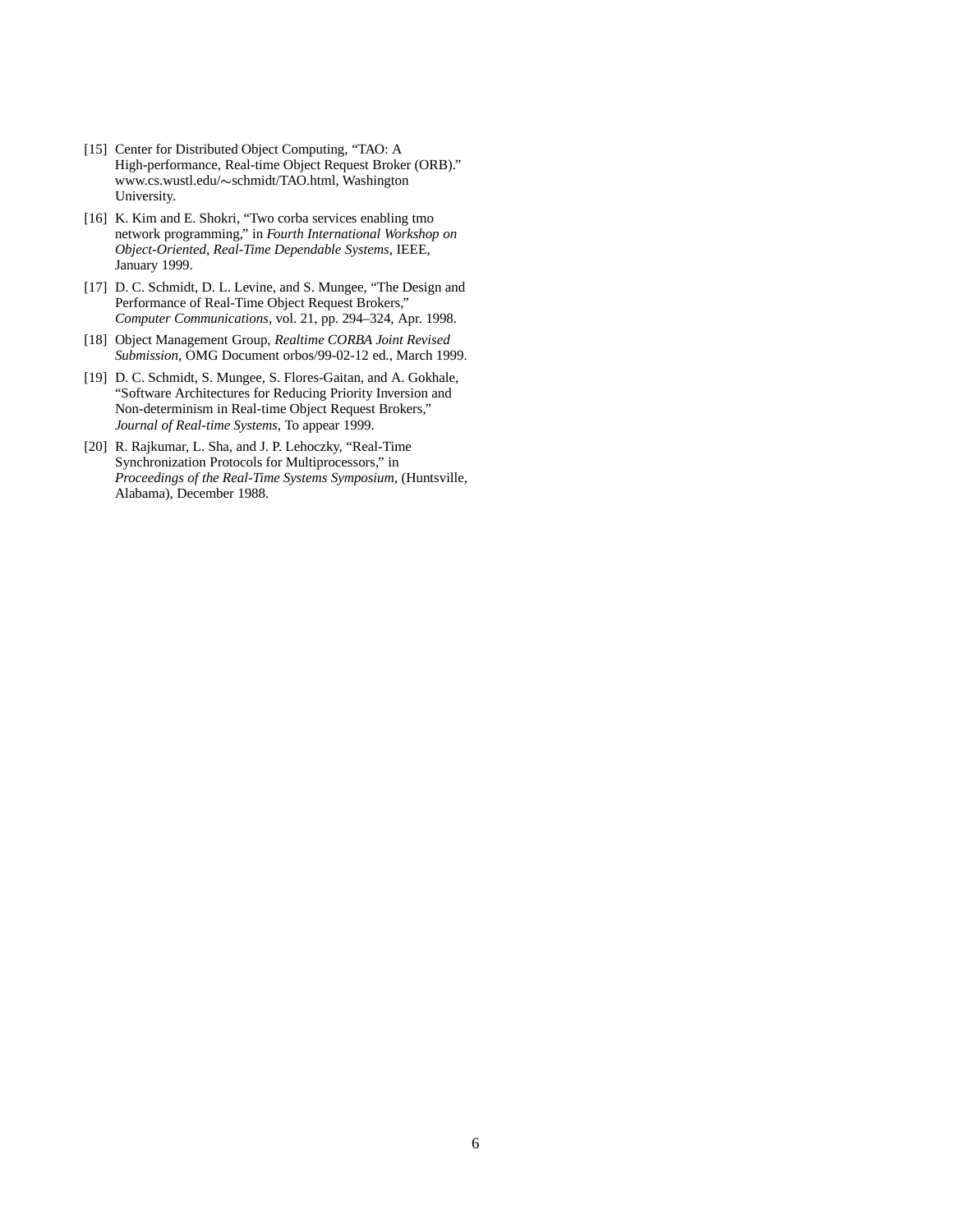[15] Center for Distributed Object Computing, "TAO: A High-performance, Real-time Object Request Broker (ORB)." www.cs.wustl.edu/∼schmidt/TAO.html, Washington University.

[16] K. Kim and E. Shokri, "Two corba services enabling tmo network programming," in *Fourth International Workshop on Object-Oriented, Real-Time Dependable Systems*, IEEE, January 1999.

[17] D. C. Schmidt, D. L. Levine, and S. Mungee, "The Design and Performance of Real-Time Object Request Brokers," *Computer Communications*, vol. 21, pp. 294–324, Apr. 1998.

[18] Object Management Group, *Realtime CORBA Joint Revised Submission*, OMG Document orbos/99-02-12 ed., March 1999.

[19] D. C. Schmidt, S. Mungee, S. Flores-Gaitan, and A. Gokhale, "Software Architectures for Reducing Priority Inversion and Non-determinism in Real-time Object Request Brokers," *Journal of Real-time Systems*, To appear 1999.

[20] R. Rajkumar, L. Sha, and J. P. Lehoczky, "Real-Time Synchronization Protocols for Multiprocessors," in *Proceedings of the Real-Time Systems Symposium*, (Huntsville, Alabama), December 1988.